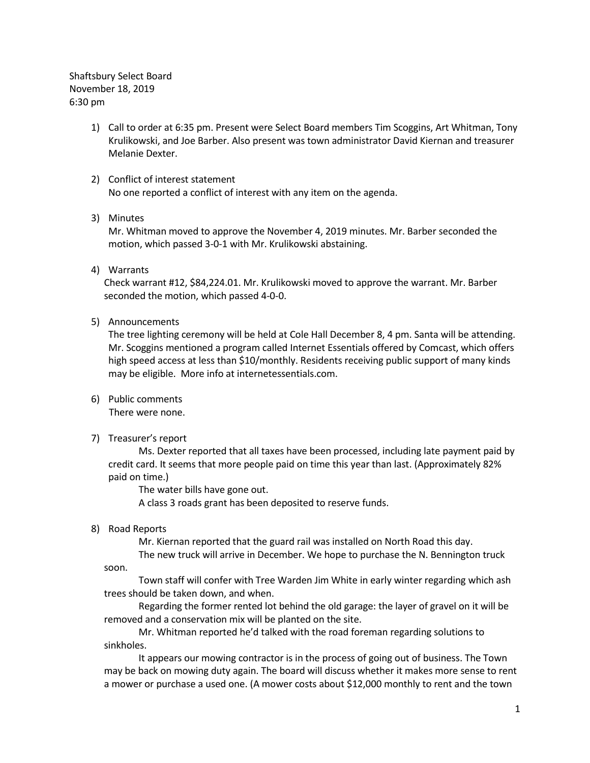Shaftsbury Select Board
November 18, 2019
6:30 pm

1) Call to order at 6:35 pm. Present were Select Board members Tim Scoggins, Art Whitman, Tony Krulikowski, and Joe Barber. Also present was town administrator David Kiernan and treasurer Melanie Dexter.

2) Conflict of interest statement
   No one reported a conflict of interest with any item on the agenda.

3) Minutes
   Mr. Whitman moved to approve the November 4, 2019 minutes. Mr. Barber seconded the motion, which passed 3-0-1 with Mr. Krulikowski abstaining.

4) Warrants
   Check warrant #12, $84,224.01. Mr. Krulikowski moved to approve the warrant. Mr. Barber seconded the motion, which passed 4-0-0.

5) Announcements
   The tree lighting ceremony will be held at Cole Hall December 8, 4 pm. Santa will be attending. Mr. Scoggins mentioned a program called Internet Essentials offered by Comcast, which offers high speed access at less than $10/monthly. Residents receiving public support of many kinds may be eligible. More info at internetessentials.com.

6) Public comments
   There were none.

7) Treasurer's report

   Ms. Dexter reported that all taxes have been processed, including late payment paid by credit card. It seems that more people paid on time this year than last. (Approximately 82% paid on time.)

   The water bills have gone out.

   A class 3 roads grant has been deposited to reserve funds.

8) Road Reports

   Mr. Kiernan reported that the guard rail was installed on North Road this day.

   The new truck will arrive in December. We hope to purchase the N. Bennington truck soon.

   Town staff will confer with Tree Warden Jim White in early winter regarding which ash trees should be taken down, and when.

   Regarding the former rented lot behind the old garage: the layer of gravel on it will be removed and a conservation mix will be planted on the site.

   Mr. Whitman reported he'd talked with the road foreman regarding solutions to sinkholes.

   It appears our mowing contractor is in the process of going out of business. The Town may be back on mowing duty again. The board will discuss whether it makes more sense to rent a mower or purchase a used one. (A mower costs about $12,000 monthly to rent and the town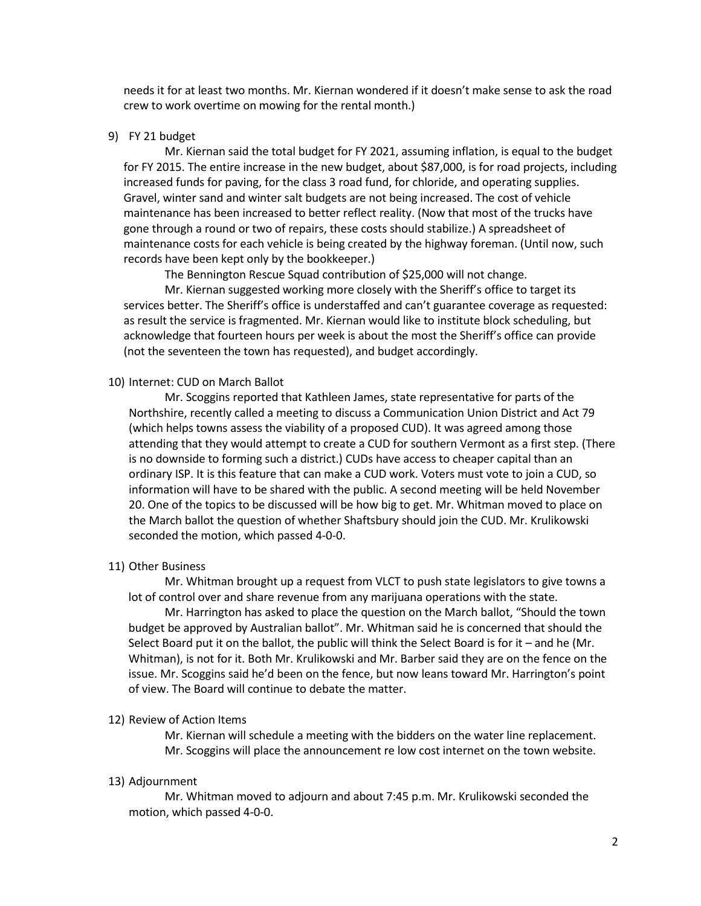needs it for at least two months. Mr. Kiernan wondered if it doesn't make sense to ask the road crew to work overtime on mowing for the rental month.)

9) FY 21 budget

Mr. Kiernan said the total budget for FY 2021, assuming inflation, is equal to the budget for FY 2015. The entire increase in the new budget, about $87,000, is for road projects, including increased funds for paving, for the class 3 road fund, for chloride, and operating supplies. Gravel, winter sand and winter salt budgets are not being increased. The cost of vehicle maintenance has been increased to better reflect reality. (Now that most of the trucks have gone through a round or two of repairs, these costs should stabilize.) A spreadsheet of maintenance costs for each vehicle is being created by the highway foreman. (Until now, such records have been kept only by the bookkeeper.)

The Bennington Rescue Squad contribution of $25,000 will not change.

Mr. Kiernan suggested working more closely with the Sheriff's office to target its services better. The Sheriff's office is understaffed and can't guarantee coverage as requested: as result the service is fragmented. Mr. Kiernan would like to institute block scheduling, but acknowledge that fourteen hours per week is about the most the Sheriff's office can provide (not the seventeen the town has requested), and budget accordingly.

10) Internet: CUD on March Ballot

Mr. Scoggins reported that Kathleen James, state representative for parts of the Northshire, recently called a meeting to discuss a Communication Union District and Act 79 (which helps towns assess the viability of a proposed CUD). It was agreed among those attending that they would attempt to create a CUD for southern Vermont as a first step. (There is no downside to forming such a district.) CUDs have access to cheaper capital than an ordinary ISP. It is this feature that can make a CUD work. Voters must vote to join a CUD, so information will have to be shared with the public. A second meeting will be held November 20. One of the topics to be discussed will be how big to get. Mr. Whitman moved to place on the March ballot the question of whether Shaftsbury should join the CUD. Mr. Krulikowski seconded the motion, which passed 4-0-0.

11) Other Business

Mr. Whitman brought up a request from VLCT to push state legislators to give towns a lot of control over and share revenue from any marijuana operations with the state.

Mr. Harrington has asked to place the question on the March ballot, "Should the town budget be approved by Australian ballot". Mr. Whitman said he is concerned that should the Select Board put it on the ballot, the public will think the Select Board is for it – and he (Mr. Whitman), is not for it. Both Mr. Krulikowski and Mr. Barber said they are on the fence on the issue. Mr. Scoggins said he'd been on the fence, but now leans toward Mr. Harrington's point of view. The Board will continue to debate the matter.

12) Review of Action Items

Mr. Kiernan will schedule a meeting with the bidders on the water line replacement.
Mr. Scoggins will place the announcement re low cost internet on the town website.

13) Adjournment

Mr. Whitman moved to adjourn and about 7:45 p.m. Mr. Krulikowski seconded the motion, which passed 4-0-0.